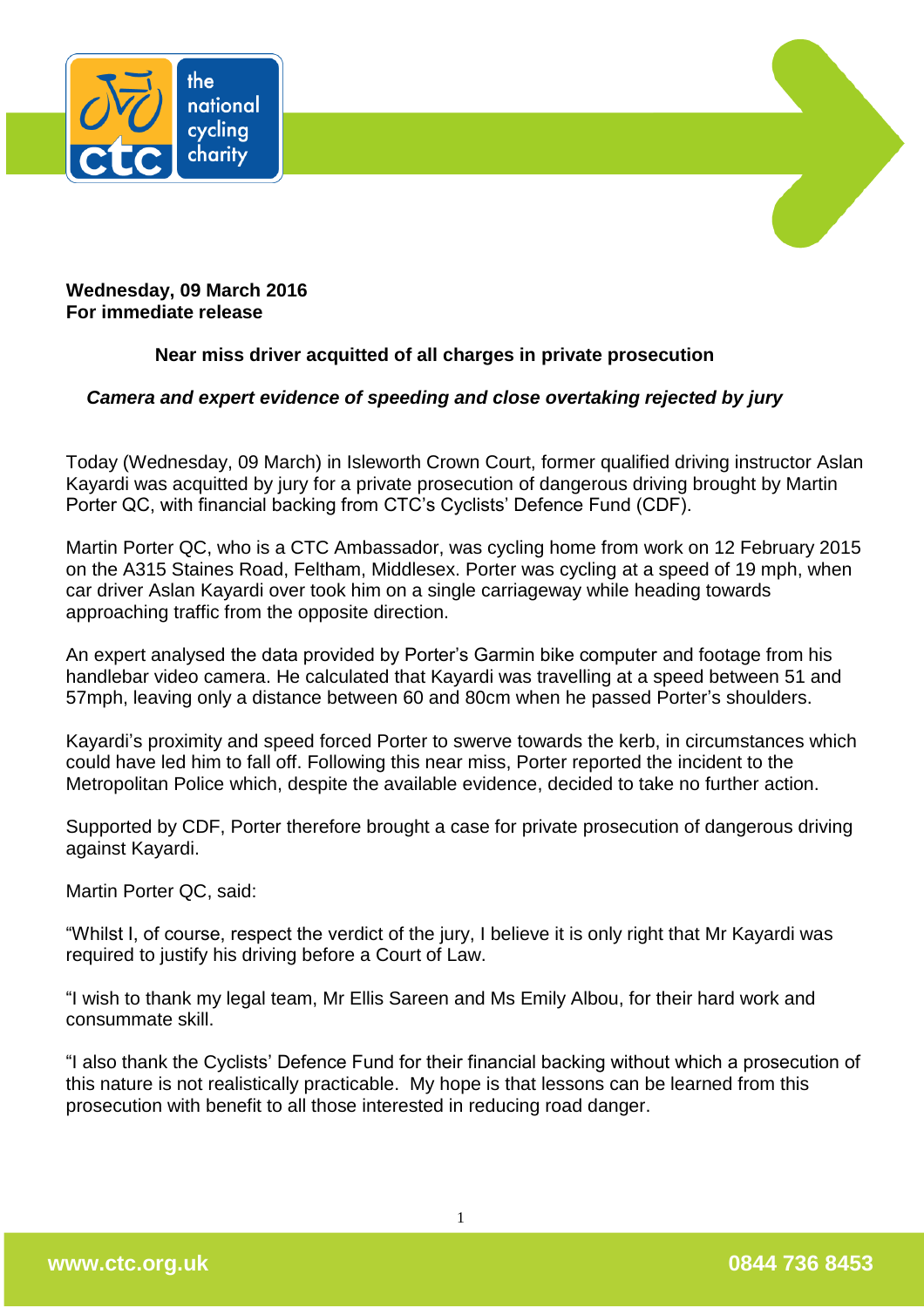**Wednesday, 09 March 2016**
**For immediate release**

## Near miss driver acquitted of all charges in private prosecution

***Camera and expert evidence of speeding and close overtaking rejected by jury***

Today (Wednesday, 09 March) in Isleworth Crown Court, former qualified driving instructor Aslan Kayardi was acquitted by jury for a private prosecution of dangerous driving brought by Martin Porter QC, with financial backing from CTC's Cyclists' Defence Fund (CDF).

Martin Porter QC, who is a CTC Ambassador, was cycling home from work on 12 February 2015 on the A315 Staines Road, Feltham, Middlesex. Porter was cycling at a speed of 19 mph, when car driver Aslan Kayardi over took him on a single carriageway while heading towards approaching traffic from the opposite direction.

An expert analysed the data provided by Porter's Garmin bike computer and footage from his handlebar video camera. He calculated that Kayardi was travelling at a speed between 51 and 57mph, leaving only a distance between 60 and 80cm when he passed Porter's shoulders.

Kayardi's proximity and speed forced Porter to swerve towards the kerb, in circumstances which could have led him to fall off. Following this near miss, Porter reported the incident to the Metropolitan Police which, despite the available evidence, decided to take no further action.

Supported by CDF, Porter therefore brought a case for private prosecution of dangerous driving against Kayardi.

Martin Porter QC, said:

"Whilst I, of course, respect the verdict of the jury, I believe it is only right that Mr Kayardi was required to justify his driving before a Court of Law.

"I wish to thank my legal team, Mr Ellis Sareen and Ms Emily Albou, for their hard work and consummate skill.

"I also thank the Cyclists' Defence Fund for their financial backing without which a prosecution of this nature is not realistically practicable. My hope is that lessons can be learned from this prosecution with benefit to all those interested in reducing road danger.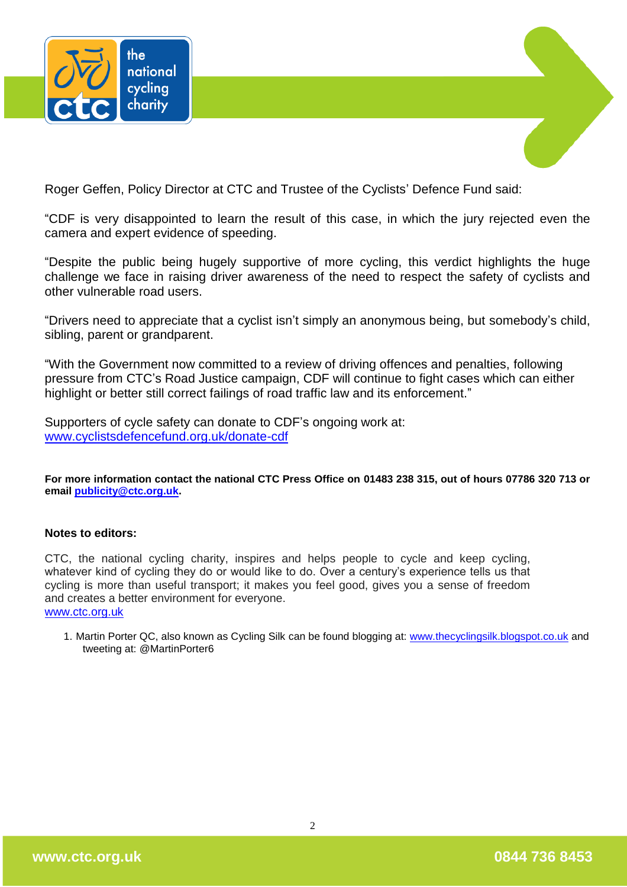Roger Geffen, Policy Director at CTC and Trustee of the Cyclists' Defence Fund said:

"CDF is very disappointed to learn the result of this case, in which the jury rejected even the camera and expert evidence of speeding.

"Despite the public being hugely supportive of more cycling, this verdict highlights the huge challenge we face in raising driver awareness of the need to respect the safety of cyclists and other vulnerable road users.

"Drivers need to appreciate that a cyclist isn't simply an anonymous being, but somebody's child, sibling, parent or grandparent.

"With the Government now committed to a review of driving offences and penalties, following pressure from CTC's Road Justice campaign, CDF will continue to fight cases which can either highlight or better still correct failings of road traffic law and its enforcement."

Supporters of cycle safety can donate to CDF's ongoing work at: [www.cyclistsdefencefund.org.uk/donate-cdf](http://www.cyclistsdefencefund.org.uk/donate-cdf)

**For more information contact the national CTC Press Office on 01483 238 315, out of hours 07786 320 713 or email [publicity@ctc.org.uk](mailto:publicity@ctc.org.uk).**

**Notes to editors:**

CTC, the national cycling charity, inspires and helps people to cycle and keep cycling, whatever kind of cycling they do or would like to do. Over a century's experience tells us that cycling is more than useful transport; it makes you feel good, gives you a sense of freedom and creates a better environment for everyone.
[www.ctc.org.uk](http://www.ctc.org.uk)

1. Martin Porter QC, also known as Cycling Silk can be found blogging at: [www.thecyclingsilk.blogspot.co.uk](http://www.thecyclingsilk.blogspot.co.uk) and tweeting at: @MartinPorter6